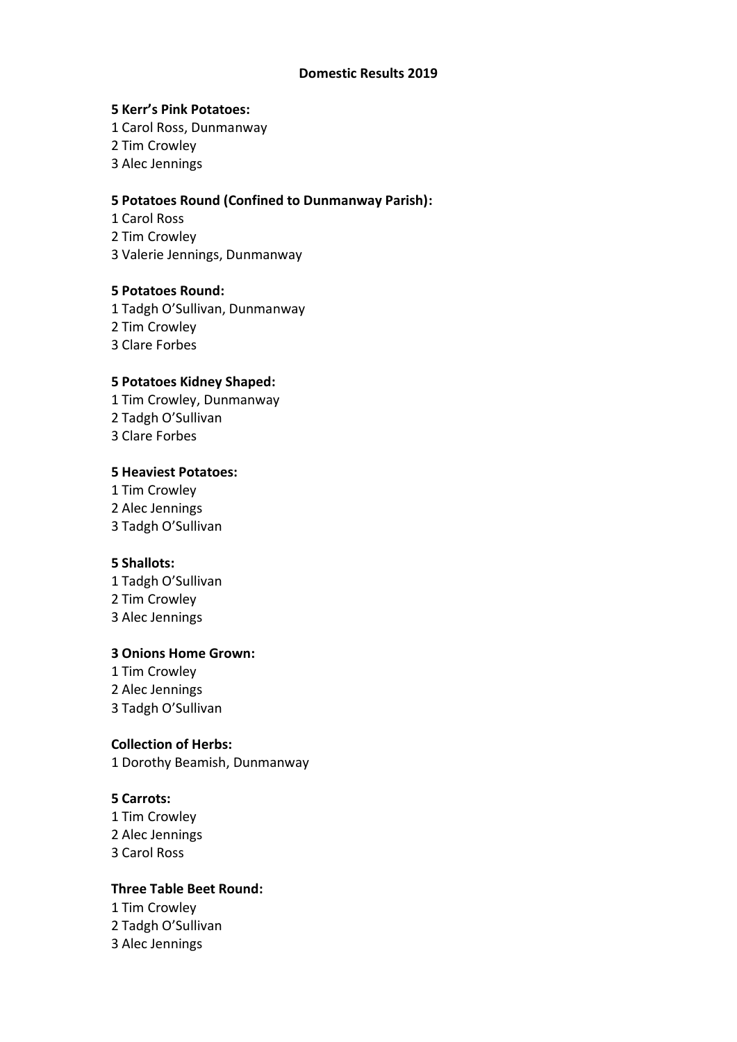# Domestic Results 2019

**5 Kerr's Pink Potatoes:**

1 Carol Ross, Dunmanway
2 Tim Crowley
3 Alec Jennings

**5 Potatoes Round (Confined to Dunmanway Parish):**

1 Carol Ross
2 Tim Crowley
3 Valerie Jennings, Dunmanway

**5 Potatoes Round:**

1 Tadgh O'Sullivan, Dunmanway
2 Tim Crowley
3 Clare Forbes

**5 Potatoes Kidney Shaped:**

1 Tim Crowley, Dunmanway
2 Tadgh O'Sullivan
3 Clare Forbes

**5 Heaviest Potatoes:**

1 Tim Crowley
2 Alec Jennings
3 Tadgh O'Sullivan

**5 Shallots:**

1 Tadgh O'Sullivan
2 Tim Crowley
3 Alec Jennings

**3 Onions Home Grown:**

1 Tim Crowley
2 Alec Jennings
3 Tadgh O'Sullivan

**Collection of Herbs:**

1 Dorothy Beamish, Dunmanway

**5 Carrots:**

1 Tim Crowley
2 Alec Jennings
3 Carol Ross

**Three Table Beet Round:**

1 Tim Crowley
2 Tadgh O'Sullivan
3 Alec Jennings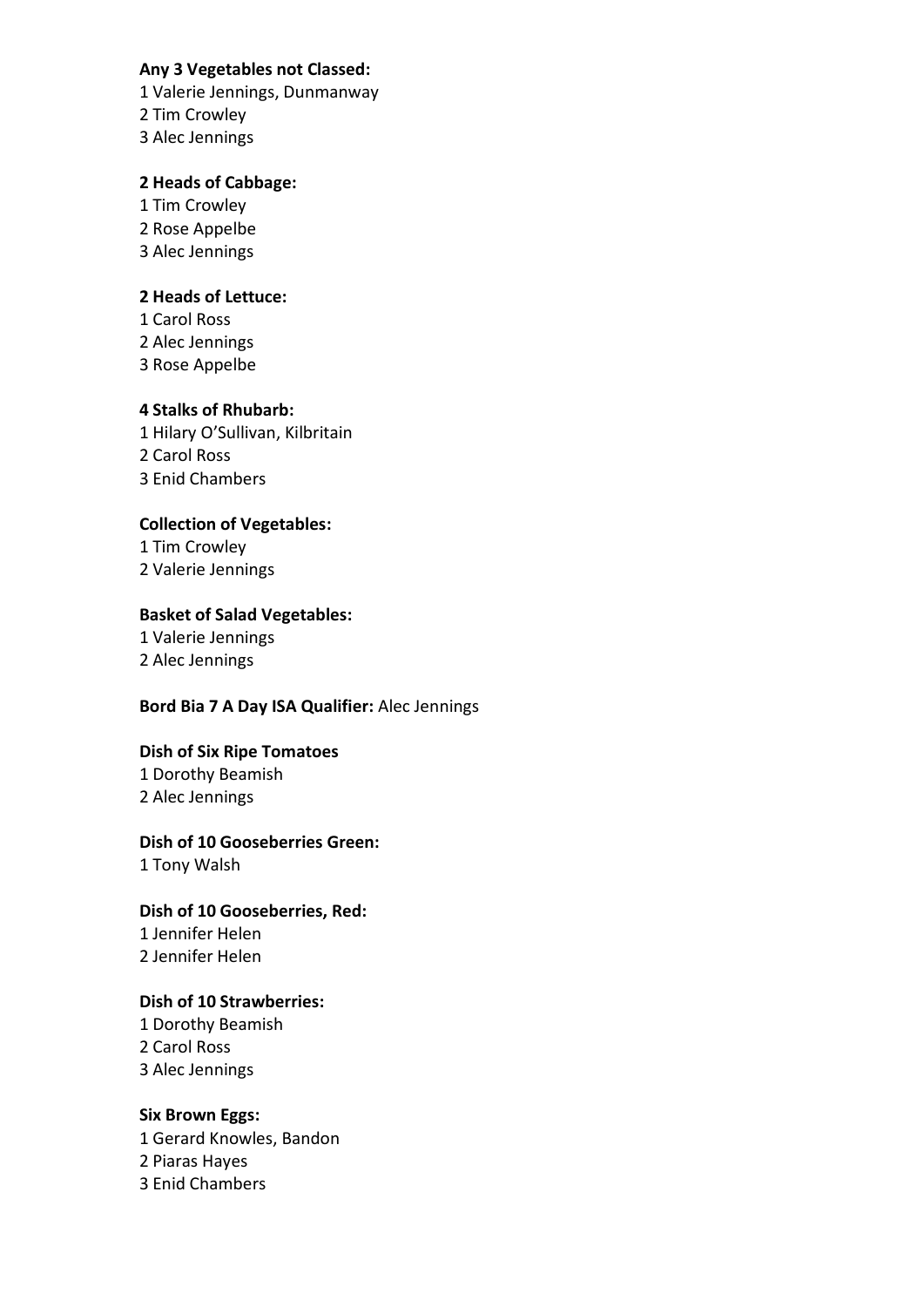**Any 3 Vegetables not Classed:**

1 Valerie Jennings, Dunmanway
2 Tim Crowley
3 Alec Jennings

**2 Heads of Cabbage:**

1 Tim Crowley
2 Rose Appelbe
3 Alec Jennings

**2 Heads of Lettuce:**

1 Carol Ross
2 Alec Jennings
3 Rose Appelbe

**4 Stalks of Rhubarb:**

1 Hilary O'Sullivan, Kilbritain
2 Carol Ross
3 Enid Chambers

**Collection of Vegetables:**

1 Tim Crowley
2 Valerie Jennings

**Basket of Salad Vegetables:**

1 Valerie Jennings
2 Alec Jennings

**Bord Bia 7 A Day ISA Qualifier:** Alec Jennings

**Dish of Six Ripe Tomatoes**

1 Dorothy Beamish
2 Alec Jennings

**Dish of 10 Gooseberries Green:**

1 Tony Walsh

**Dish of 10 Gooseberries, Red:**

1 Jennifer Helen
2 Jennifer Helen

**Dish of 10 Strawberries:**

1 Dorothy Beamish
2 Carol Ross
3 Alec Jennings

**Six Brown Eggs:**

1 Gerard Knowles, Bandon
2 Piaras Hayes
3 Enid Chambers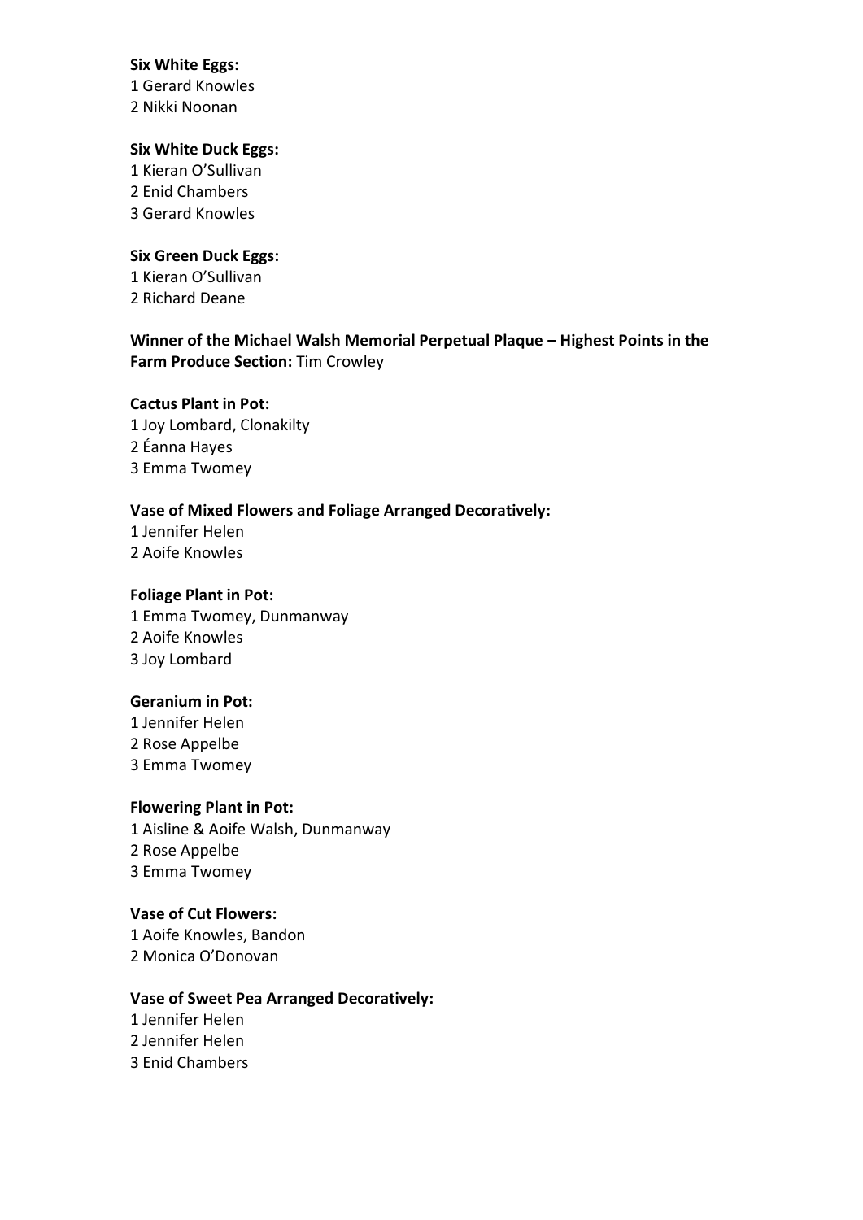**Six White Eggs:**
1 Gerard Knowles
2 Nikki Noonan

**Six White Duck Eggs:**
1 Kieran O'Sullivan
2 Enid Chambers
3 Gerard Knowles

**Six Green Duck Eggs:**
1 Kieran O'Sullivan
2 Richard Deane

**Winner of the Michael Walsh Memorial Perpetual Plaque – Highest Points in the Farm Produce Section:** Tim Crowley

**Cactus Plant in Pot:**
1 Joy Lombard, Clonakilty
2 Éanna Hayes
3 Emma Twomey

**Vase of Mixed Flowers and Foliage Arranged Decoratively:**
1 Jennifer Helen
2 Aoife Knowles

**Foliage Plant in Pot:**
1 Emma Twomey, Dunmanway
2 Aoife Knowles
3 Joy Lombard

**Geranium in Pot:**
1 Jennifer Helen
2 Rose Appelbe
3 Emma Twomey

**Flowering Plant in Pot:**
1 Aisline & Aoife Walsh, Dunmanway
2 Rose Appelbe
3 Emma Twomey

**Vase of Cut Flowers:**
1 Aoife Knowles, Bandon
2 Monica O'Donovan

**Vase of Sweet Pea Arranged Decoratively:**
1 Jennifer Helen
2 Jennifer Helen
3 Enid Chambers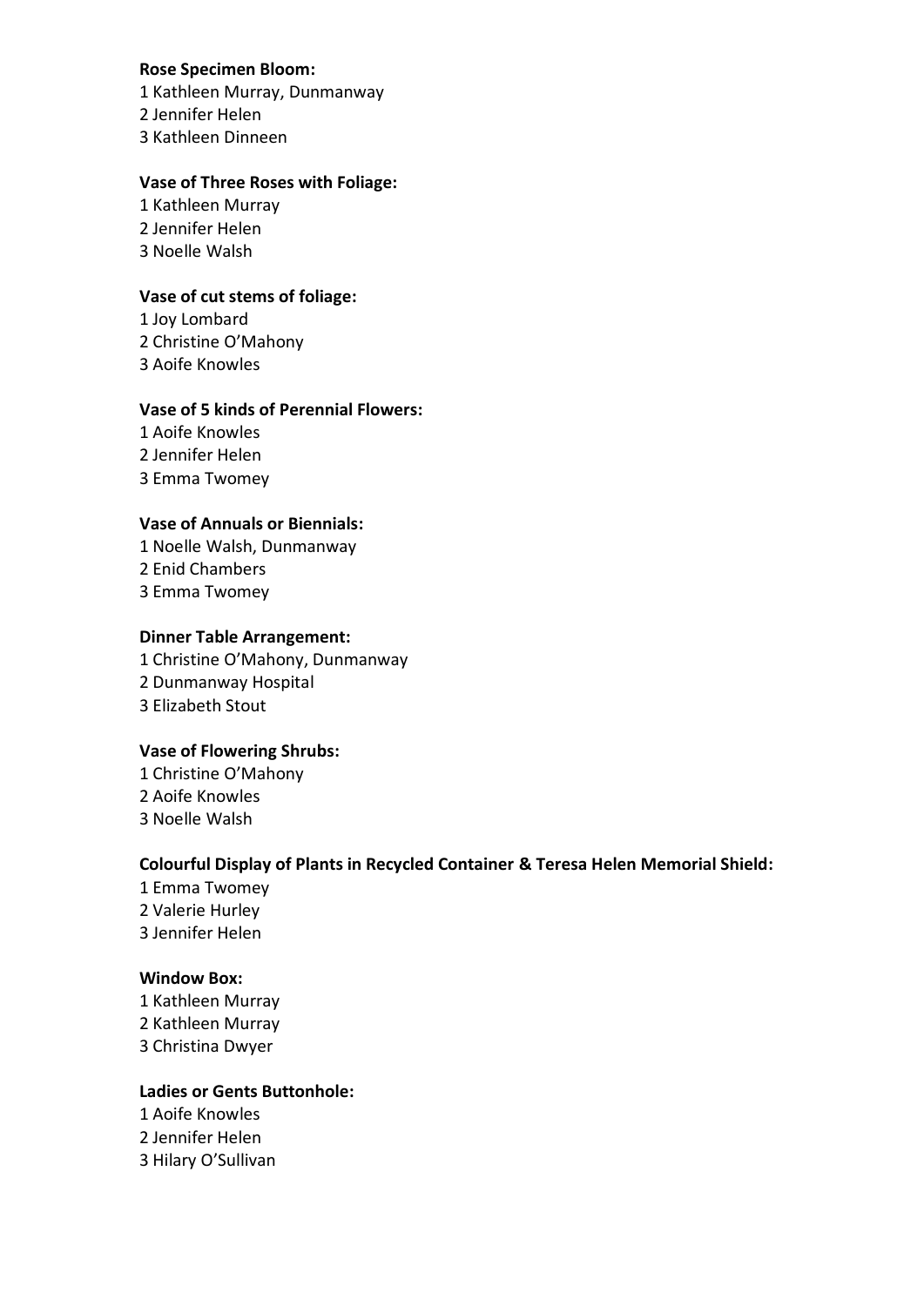**Rose Specimen Bloom:**

1 Kathleen Murray, Dunmanway
2 Jennifer Helen
3 Kathleen Dinneen

**Vase of Three Roses with Foliage:**

1 Kathleen Murray
2 Jennifer Helen
3 Noelle Walsh

**Vase of cut stems of foliage:**

1 Joy Lombard
2 Christine O'Mahony
3 Aoife Knowles

**Vase of 5 kinds of Perennial Flowers:**

1 Aoife Knowles
2 Jennifer Helen
3 Emma Twomey

**Vase of Annuals or Biennials:**

1 Noelle Walsh, Dunmanway
2 Enid Chambers
3 Emma Twomey

**Dinner Table Arrangement:**

1 Christine O'Mahony, Dunmanway
2 Dunmanway Hospital
3 Elizabeth Stout

**Vase of Flowering Shrubs:**

1 Christine O'Mahony
2 Aoife Knowles
3 Noelle Walsh

**Colourful Display of Plants in Recycled Container & Teresa Helen Memorial Shield:**

1 Emma Twomey
2 Valerie Hurley
3 Jennifer Helen

**Window Box:**

1 Kathleen Murray
2 Kathleen Murray
3 Christina Dwyer

**Ladies or Gents Buttonhole:**

1 Aoife Knowles
2 Jennifer Helen
3 Hilary O'Sullivan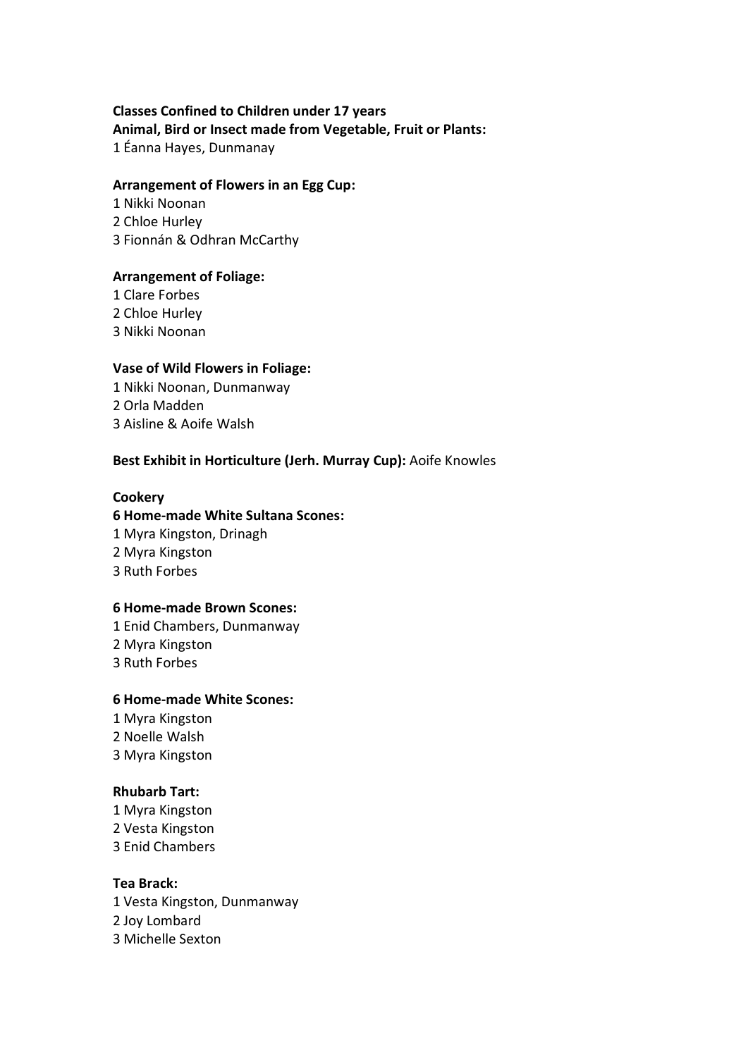**Classes Confined to Children under 17 years**

**Animal, Bird or Insect made from Vegetable, Fruit or Plants:**

1 Éanna Hayes, Dunmanay

**Arrangement of Flowers in an Egg Cup:**

1 Nikki Noonan
2 Chloe Hurley
3 Fionnán & Odhran McCarthy

**Arrangement of Foliage:**

1 Clare Forbes
2 Chloe Hurley
3 Nikki Noonan

**Vase of Wild Flowers in Foliage:**

1 Nikki Noonan, Dunmanway
2 Orla Madden
3 Aisline & Aoife Walsh

**Best Exhibit in Horticulture (Jerh. Murray Cup):** Aoife Knowles

**Cookery**

**6 Home-made White Sultana Scones:**

1 Myra Kingston, Drinagh
2 Myra Kingston
3 Ruth Forbes

**6 Home-made Brown Scones:**

1 Enid Chambers, Dunmanway
2 Myra Kingston
3 Ruth Forbes

**6 Home-made White Scones:**

1 Myra Kingston
2 Noelle Walsh
3 Myra Kingston

**Rhubarb Tart:**

1 Myra Kingston
2 Vesta Kingston
3 Enid Chambers

**Tea Brack:**

1 Vesta Kingston, Dunmanway
2 Joy Lombard
3 Michelle Sexton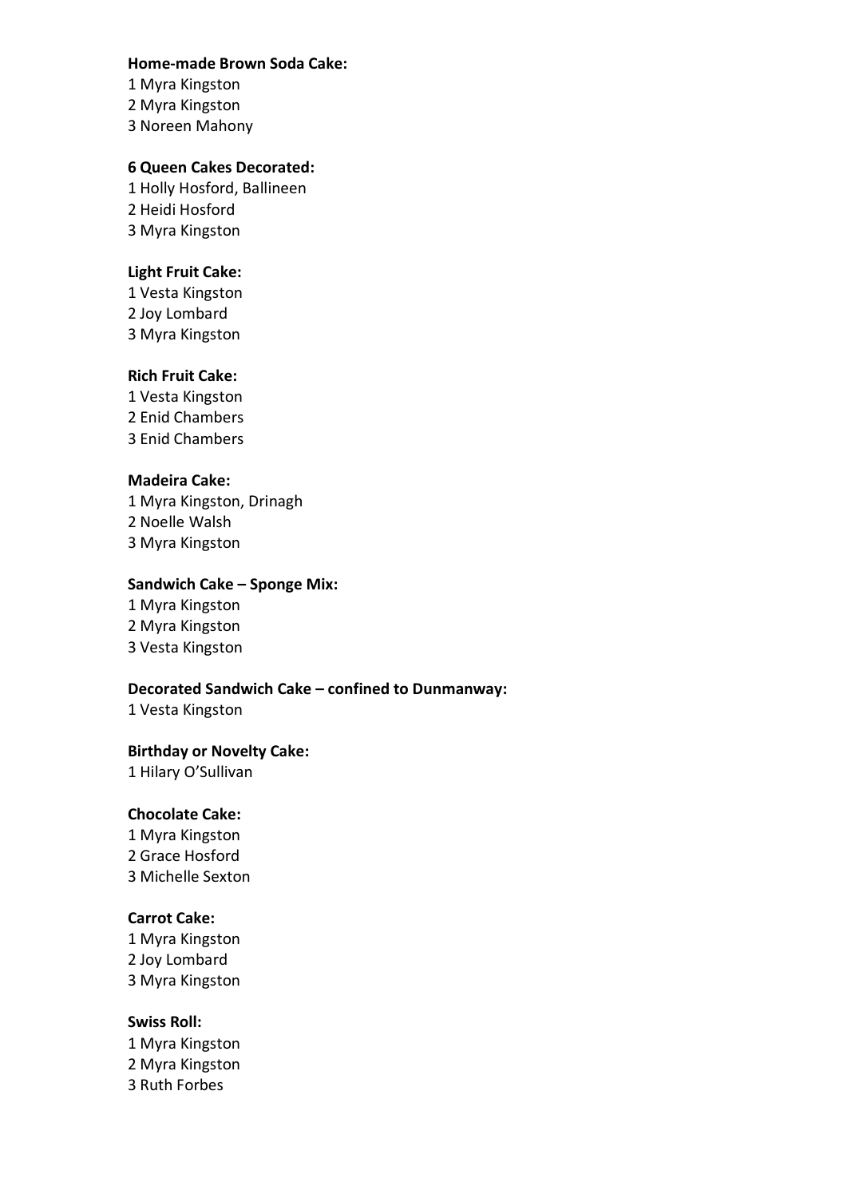**Home-made Brown Soda Cake:**
1 Myra Kingston
2 Myra Kingston
3 Noreen Mahony

**6 Queen Cakes Decorated:**
1 Holly Hosford, Ballineen
2 Heidi Hosford
3 Myra Kingston

**Light Fruit Cake:**
1 Vesta Kingston
2 Joy Lombard
3 Myra Kingston

**Rich Fruit Cake:**
1 Vesta Kingston
2 Enid Chambers
3 Enid Chambers

**Madeira Cake:**
1 Myra Kingston, Drinagh
2 Noelle Walsh
3 Myra Kingston

**Sandwich Cake – Sponge Mix:**
1 Myra Kingston
2 Myra Kingston
3 Vesta Kingston

**Decorated Sandwich Cake – confined to Dunmanway:**
1 Vesta Kingston

**Birthday or Novelty Cake:**
1 Hilary O'Sullivan

**Chocolate Cake:**
1 Myra Kingston
2 Grace Hosford
3 Michelle Sexton

**Carrot Cake:**
1 Myra Kingston
2 Joy Lombard
3 Myra Kingston

**Swiss Roll:**
1 Myra Kingston
2 Myra Kingston
3 Ruth Forbes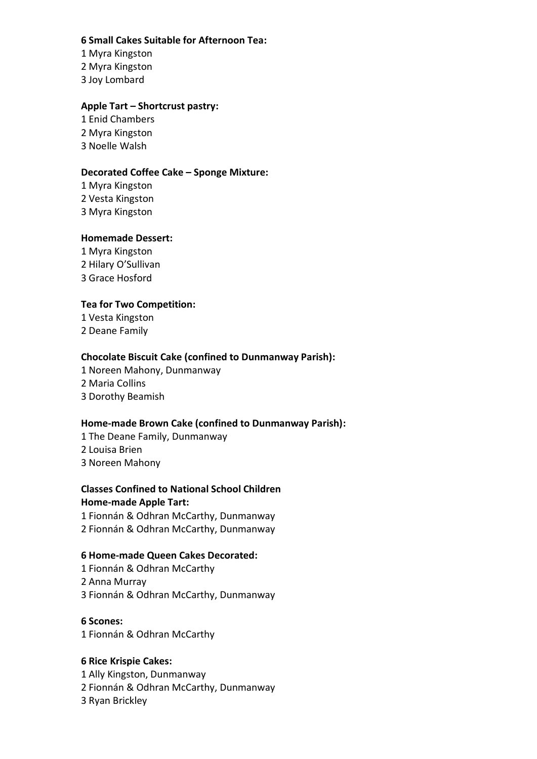**6 Small Cakes Suitable for Afternoon Tea:**
1 Myra Kingston
2 Myra Kingston
3 Joy Lombard

**Apple Tart – Shortcrust pastry:**
1 Enid Chambers
2 Myra Kingston
3 Noelle Walsh

**Decorated Coffee Cake – Sponge Mixture:**
1 Myra Kingston
2 Vesta Kingston
3 Myra Kingston

**Homemade Dessert:**
1 Myra Kingston
2 Hilary O'Sullivan
3 Grace Hosford

**Tea for Two Competition:**
1 Vesta Kingston
2 Deane Family

**Chocolate Biscuit Cake (confined to Dunmanway Parish):**
1 Noreen Mahony, Dunmanway
2 Maria Collins
3 Dorothy Beamish

**Home-made Brown Cake (confined to Dunmanway Parish):**
1 The Deane Family, Dunmanway
2 Louisa Brien
3 Noreen Mahony

**Classes Confined to National School Children**
**Home-made Apple Tart:**
1 Fionnán & Odhran McCarthy, Dunmanway
2 Fionnán & Odhran McCarthy, Dunmanway

**6 Home-made Queen Cakes Decorated:**
1 Fionnán & Odhran McCarthy
2 Anna Murray
3 Fionnán & Odhran McCarthy, Dunmanway

**6 Scones:**
1 Fionnán & Odhran McCarthy

**6 Rice Krispie Cakes:**
1 Ally Kingston, Dunmanway
2 Fionnán & Odhran McCarthy, Dunmanway
3 Ryan Brickley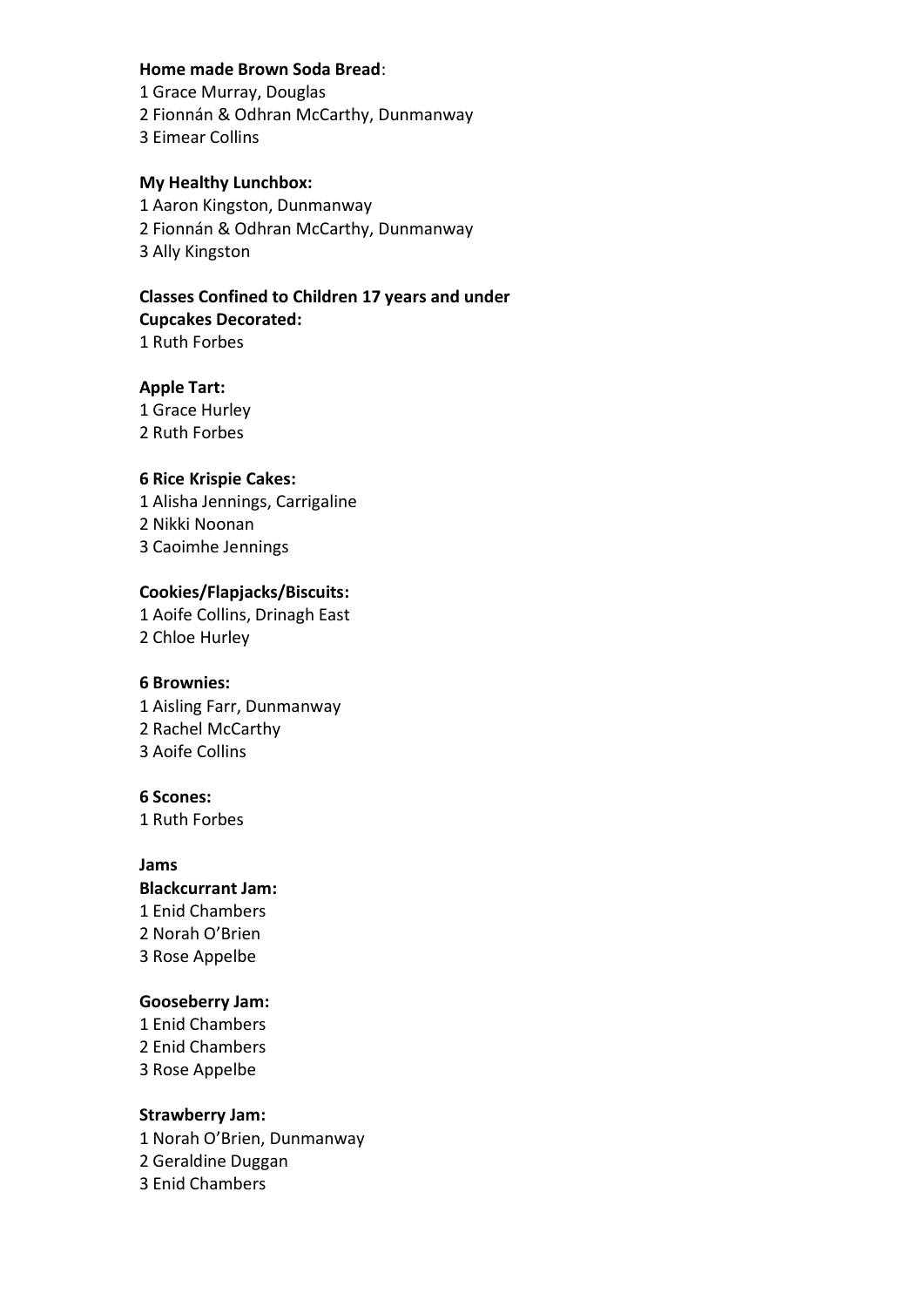**Home made Brown Soda Bread**:
1 Grace Murray, Douglas
2 Fionnán & Odhran McCarthy, Dunmanway
3 Eimear Collins

**My Healthy Lunchbox:**
1 Aaron Kingston, Dunmanway
2 Fionnán & Odhran McCarthy, Dunmanway
3 Ally Kingston

**Classes Confined to Children 17 years and under**
**Cupcakes Decorated:**
1 Ruth Forbes

**Apple Tart:**
1 Grace Hurley
2 Ruth Forbes

**6 Rice Krispie Cakes:**
1 Alisha Jennings, Carrigaline
2 Nikki Noonan
3 Caoimhe Jennings

**Cookies/Flapjacks/Biscuits:**
1 Aoife Collins, Drinagh East
2 Chloe Hurley

**6 Brownies:**
1 Aisling Farr, Dunmanway
2 Rachel McCarthy
3 Aoife Collins

**6 Scones:**
1 Ruth Forbes

**Jams**
**Blackcurrant Jam:**
1 Enid Chambers
2 Norah O'Brien
3 Rose Appelbe

**Gooseberry Jam:**
1 Enid Chambers
2 Enid Chambers
3 Rose Appelbe

**Strawberry Jam:**
1 Norah O'Brien, Dunmanway
2 Geraldine Duggan
3 Enid Chambers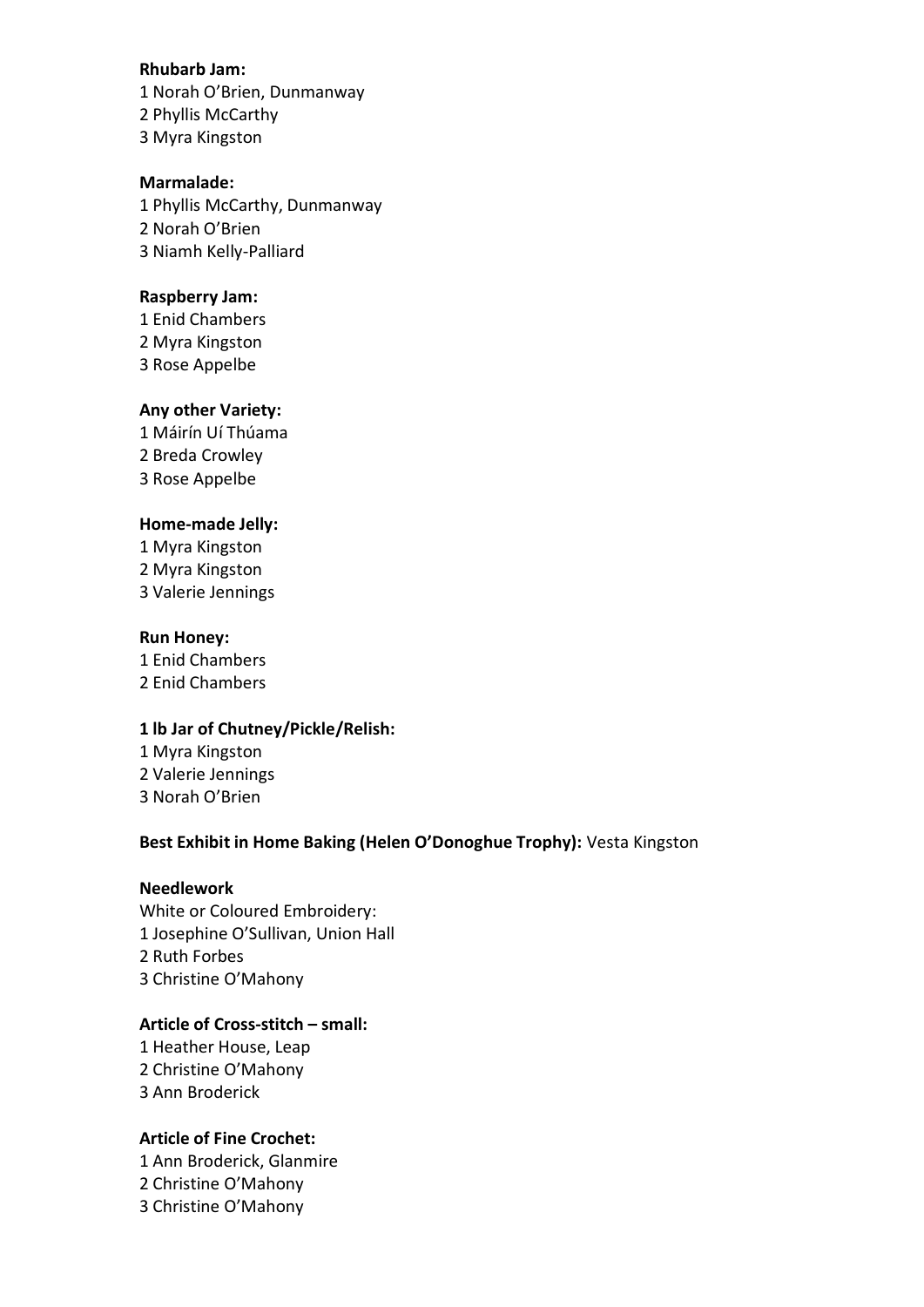**Rhubarb Jam:**
1 Norah O'Brien, Dunmanway
2 Phyllis McCarthy
3 Myra Kingston

**Marmalade:**
1 Phyllis McCarthy, Dunmanway
2 Norah O'Brien
3 Niamh Kelly-Palliard

**Raspberry Jam:**
1 Enid Chambers
2 Myra Kingston
3 Rose Appelbe

**Any other Variety:**
1 Máirín Uí Thúama
2 Breda Crowley
3 Rose Appelbe

**Home-made Jelly:**
1 Myra Kingston
2 Myra Kingston
3 Valerie Jennings

**Run Honey:**
1 Enid Chambers
2 Enid Chambers

**1 lb Jar of Chutney/Pickle/Relish:**
1 Myra Kingston
2 Valerie Jennings
3 Norah O'Brien

**Best Exhibit in Home Baking (Helen O'Donoghue Trophy):** Vesta Kingston

**Needlework**
White or Coloured Embroidery:
1 Josephine O'Sullivan, Union Hall
2 Ruth Forbes
3 Christine O'Mahony

**Article of Cross-stitch – small:**
1 Heather House, Leap
2 Christine O'Mahony
3 Ann Broderick

**Article of Fine Crochet:**
1 Ann Broderick, Glanmire
2 Christine O'Mahony
3 Christine O'Mahony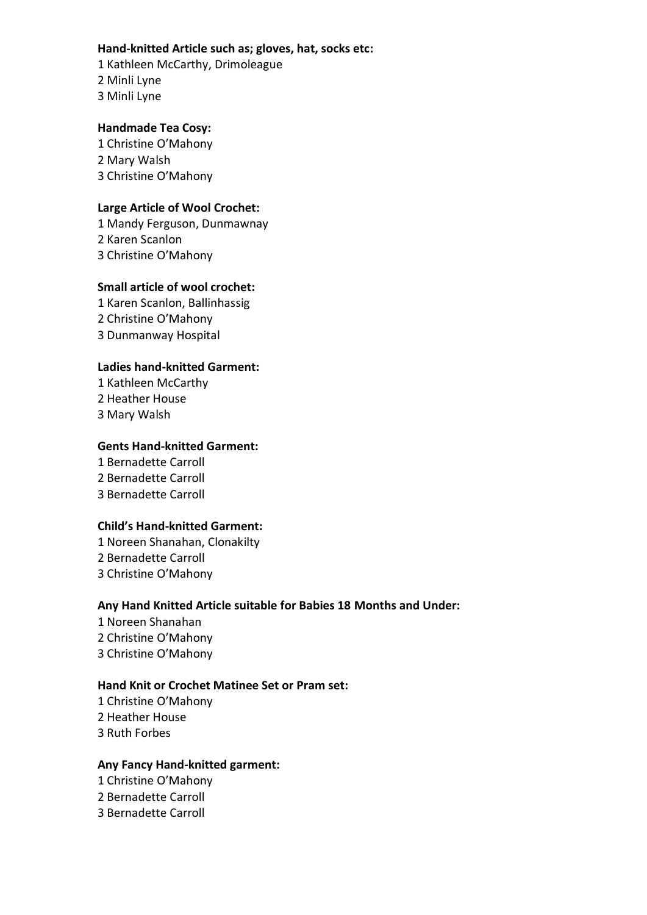**Hand-knitted Article such as; gloves, hat, socks etc:**

1 Kathleen McCarthy, Drimoleague
2 Minli Lyne
3 Minli Lyne

**Handmade Tea Cosy:**

1 Christine O'Mahony
2 Mary Walsh
3 Christine O'Mahony

**Large Article of Wool Crochet:**

1 Mandy Ferguson, Dunmawnay
2 Karen Scanlon
3 Christine O'Mahony

**Small article of wool crochet:**

1 Karen Scanlon, Ballinhassig
2 Christine O'Mahony
3 Dunmanway Hospital

**Ladies hand-knitted Garment:**

1 Kathleen McCarthy
2 Heather House
3 Mary Walsh

**Gents Hand-knitted Garment:**

1 Bernadette Carroll
2 Bernadette Carroll
3 Bernadette Carroll

**Child's Hand-knitted Garment:**

1 Noreen Shanahan, Clonakilty
2 Bernadette Carroll
3 Christine O'Mahony

**Any Hand Knitted Article suitable for Babies 18 Months and Under:**

1 Noreen Shanahan
2 Christine O'Mahony
3 Christine O'Mahony

**Hand Knit or Crochet Matinee Set or Pram set:**

1 Christine O'Mahony
2 Heather House
3 Ruth Forbes

**Any Fancy Hand-knitted garment:**

1 Christine O'Mahony
2 Bernadette Carroll
3 Bernadette Carroll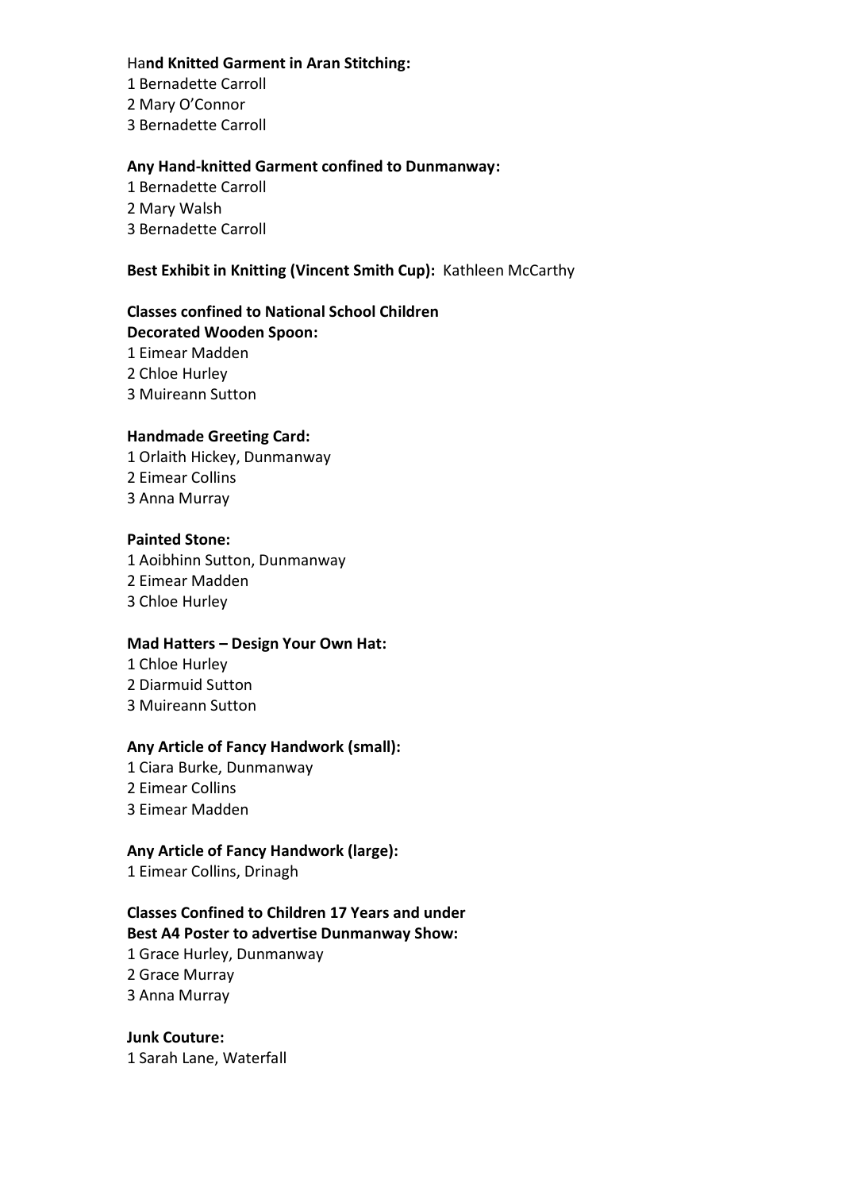**Hand Knitted Garment in Aran Stitching:**
1 Bernadette Carroll
2 Mary O'Connor
3 Bernadette Carroll

**Any Hand-knitted Garment confined to Dunmanway:**
1 Bernadette Carroll
2 Mary Walsh
3 Bernadette Carroll

**Best Exhibit in Knitting (Vincent Smith Cup):** Kathleen McCarthy

**Classes confined to National School Children**
**Decorated Wooden Spoon:**
1 Eimear Madden
2 Chloe Hurley
3 Muireann Sutton

**Handmade Greeting Card:**
1 Orlaith Hickey, Dunmanway
2 Eimear Collins
3 Anna Murray

**Painted Stone:**
1 Aoibhinn Sutton, Dunmanway
2 Eimear Madden
3 Chloe Hurley

**Mad Hatters – Design Your Own Hat:**
1 Chloe Hurley
2 Diarmuid Sutton
3 Muireann Sutton

**Any Article of Fancy Handwork (small):**
1 Ciara Burke, Dunmanway
2 Eimear Collins
3 Eimear Madden

**Any Article of Fancy Handwork (large):**
1 Eimear Collins, Drinagh

**Classes Confined to Children 17 Years and under**
**Best A4 Poster to advertise Dunmanway Show:**
1 Grace Hurley, Dunmanway
2 Grace Murray
3 Anna Murray

**Junk Couture:**
1 Sarah Lane, Waterfall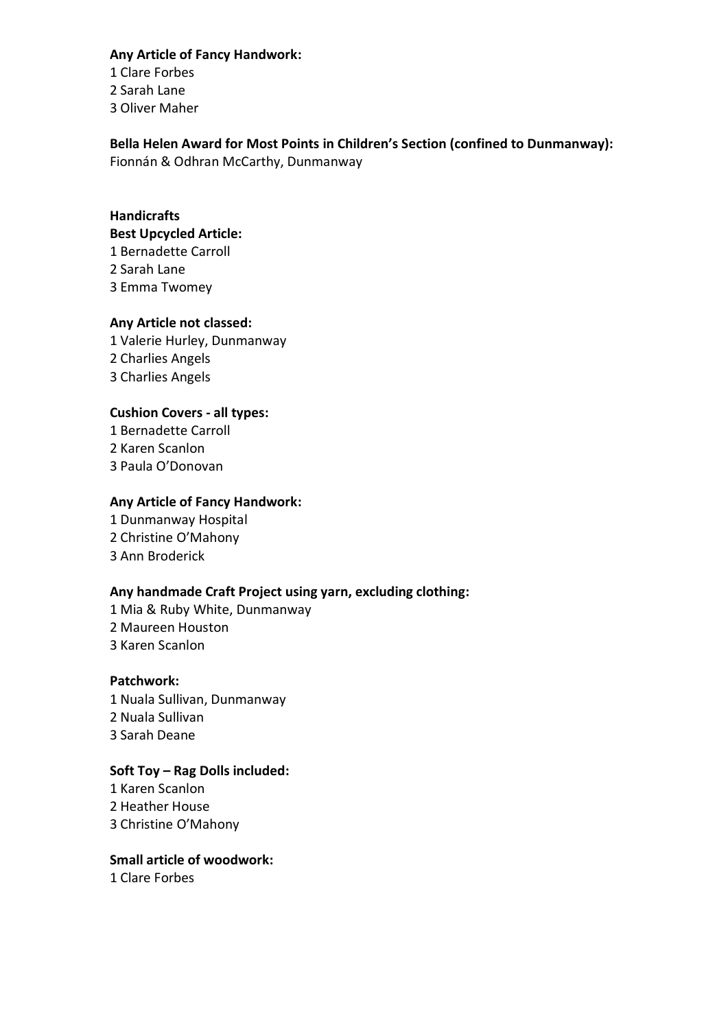**Any Article of Fancy Handwork:**
1 Clare Forbes
2 Sarah Lane
3 Oliver Maher

**Bella Helen Award for Most Points in Children's Section (confined to Dunmanway):**
Fionnán & Odhran McCarthy, Dunmanway

**Handicrafts**

**Best Upcycled Article:**
1 Bernadette Carroll
2 Sarah Lane
3 Emma Twomey

**Any Article not classed:**
1 Valerie Hurley, Dunmanway
2 Charlies Angels
3 Charlies Angels

**Cushion Covers - all types:**
1 Bernadette Carroll
2 Karen Scanlon
3 Paula O'Donovan

**Any Article of Fancy Handwork:**
1 Dunmanway Hospital
2 Christine O'Mahony
3 Ann Broderick

**Any handmade Craft Project using yarn, excluding clothing:**
1 Mia & Ruby White, Dunmanway
2 Maureen Houston
3 Karen Scanlon

**Patchwork:**
1 Nuala Sullivan, Dunmanway
2 Nuala Sullivan
3 Sarah Deane

**Soft Toy – Rag Dolls included:**
1 Karen Scanlon
2 Heather House
3 Christine O'Mahony

**Small article of woodwork:**
1 Clare Forbes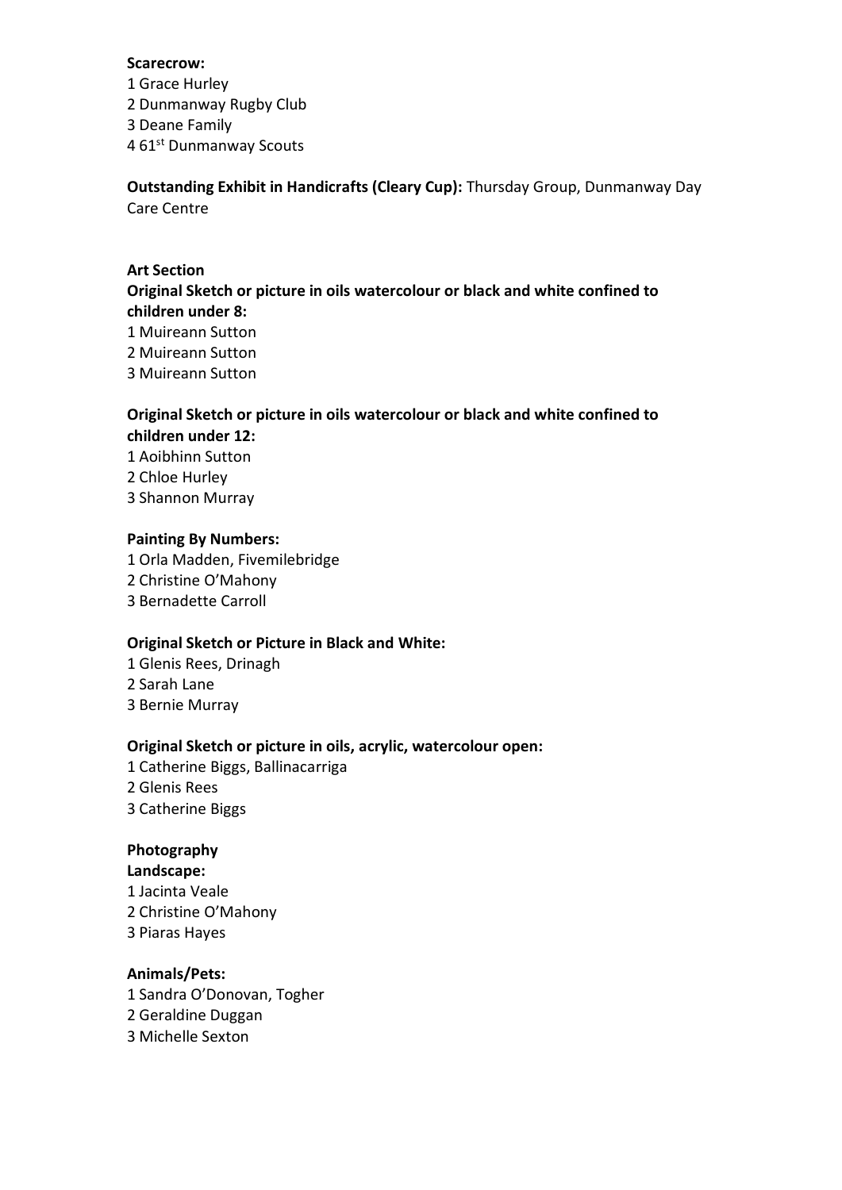**Scarecrow:**
1 Grace Hurley
2 Dunmanway Rugby Club
3 Deane Family
4 61st Dunmanway Scouts

**Outstanding Exhibit in Handicrafts (Cleary Cup):** Thursday Group, Dunmanway Day Care Centre

**Art Section**

**Original Sketch or picture in oils watercolour or black and white confined to children under 8:**
1 Muireann Sutton
2 Muireann Sutton
3 Muireann Sutton

**Original Sketch or picture in oils watercolour or black and white confined to children under 12:**
1 Aoibhinn Sutton
2 Chloe Hurley
3 Shannon Murray

**Painting By Numbers:**
1 Orla Madden, Fivemilebridge
2 Christine O'Mahony
3 Bernadette Carroll

**Original Sketch or Picture in Black and White:**
1 Glenis Rees, Drinagh
2 Sarah Lane
3 Bernie Murray

**Original Sketch or picture in oils, acrylic, watercolour open:**
1 Catherine Biggs, Ballinacarriga
2 Glenis Rees
3 Catherine Biggs

**Photography**

**Landscape:**
1 Jacinta Veale
2 Christine O'Mahony
3 Piaras Hayes

**Animals/Pets:**
1 Sandra O'Donovan, Togher
2 Geraldine Duggan
3 Michelle Sexton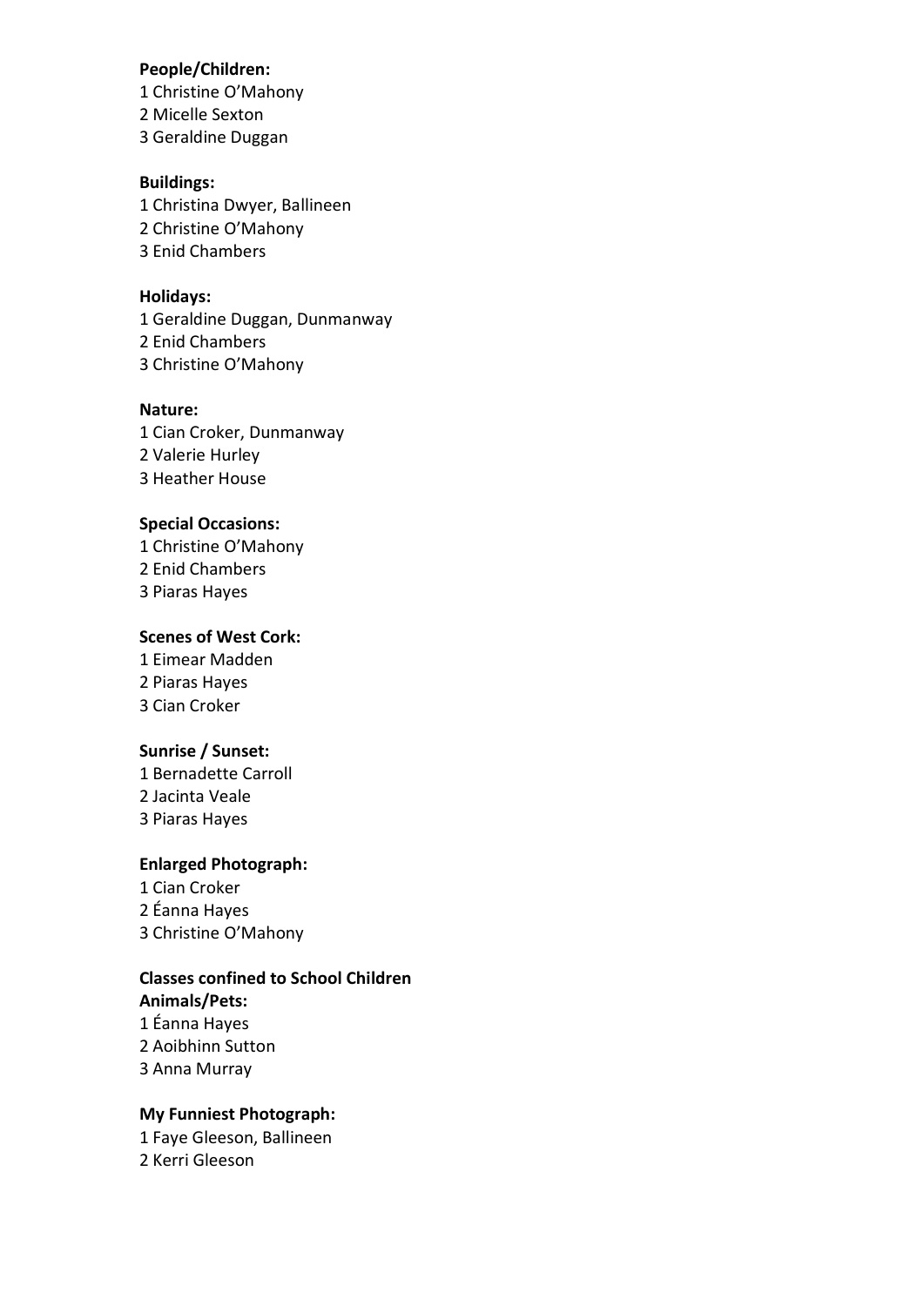**People/Children:**
1 Christine O'Mahony
2 Micelle Sexton
3 Geraldine Duggan

**Buildings:**
1 Christina Dwyer, Ballineen
2 Christine O'Mahony
3 Enid Chambers

**Holidays:**
1 Geraldine Duggan, Dunmanway
2 Enid Chambers
3 Christine O'Mahony

**Nature:**
1 Cian Croker, Dunmanway
2 Valerie Hurley
3 Heather House

**Special Occasions:**
1 Christine O'Mahony
2 Enid Chambers
3 Piaras Hayes

**Scenes of West Cork:**
1 Eimear Madden
2 Piaras Hayes
3 Cian Croker

**Sunrise / Sunset:**
1 Bernadette Carroll
2 Jacinta Veale
3 Piaras Hayes

**Enlarged Photograph:**
1 Cian Croker
2 Éanna Hayes
3 Christine O'Mahony

**Classes confined to School Children**
**Animals/Pets:**
1 Éanna Hayes
2 Aoibhinn Sutton
3 Anna Murray

**My Funniest Photograph:**
1 Faye Gleeson, Ballineen
2 Kerri Gleeson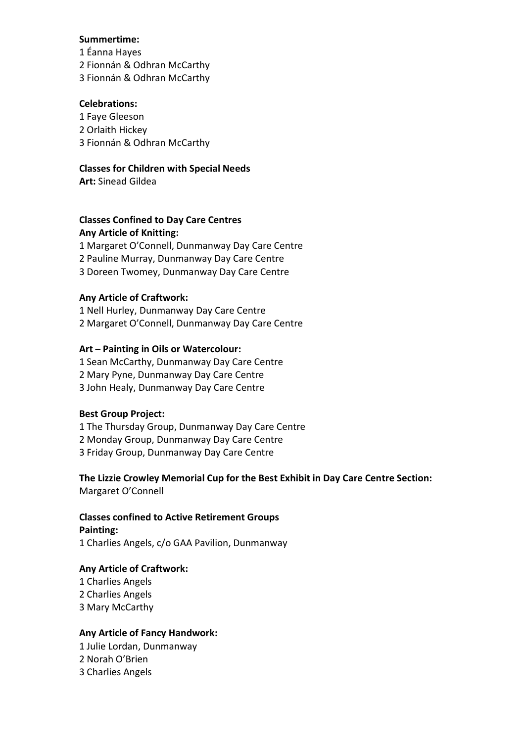**Summertime:**
1 Éanna Hayes
2 Fionnán & Odhran McCarthy
3 Fionnán & Odhran McCarthy

**Celebrations:**
1 Faye Gleeson
2 Orlaith Hickey
3 Fionnán & Odhran McCarthy

**Classes for Children with Special Needs**
**Art:** Sinead Gildea

**Classes Confined to Day Care Centres**
**Any Article of Knitting:**
1 Margaret O'Connell, Dunmanway Day Care Centre
2 Pauline Murray, Dunmanway Day Care Centre
3 Doreen Twomey, Dunmanway Day Care Centre

**Any Article of Craftwork:**
1 Nell Hurley, Dunmanway Day Care Centre
2 Margaret O'Connell, Dunmanway Day Care Centre

**Art – Painting in Oils or Watercolour:**
1 Sean McCarthy, Dunmanway Day Care Centre
2 Mary Pyne, Dunmanway Day Care Centre
3 John Healy, Dunmanway Day Care Centre

**Best Group Project:**
1 The Thursday Group, Dunmanway Day Care Centre
2 Monday Group, Dunmanway Day Care Centre
3 Friday Group, Dunmanway Day Care Centre

**The Lizzie Crowley Memorial Cup for the Best Exhibit in Day Care Centre Section:**
Margaret O'Connell

**Classes confined to Active Retirement Groups**
**Painting:**
1 Charlies Angels, c/o GAA Pavilion, Dunmanway

**Any Article of Craftwork:**
1 Charlies Angels
2 Charlies Angels
3 Mary McCarthy

**Any Article of Fancy Handwork:**
1 Julie Lordan, Dunmanway
2 Norah O'Brien
3 Charlies Angels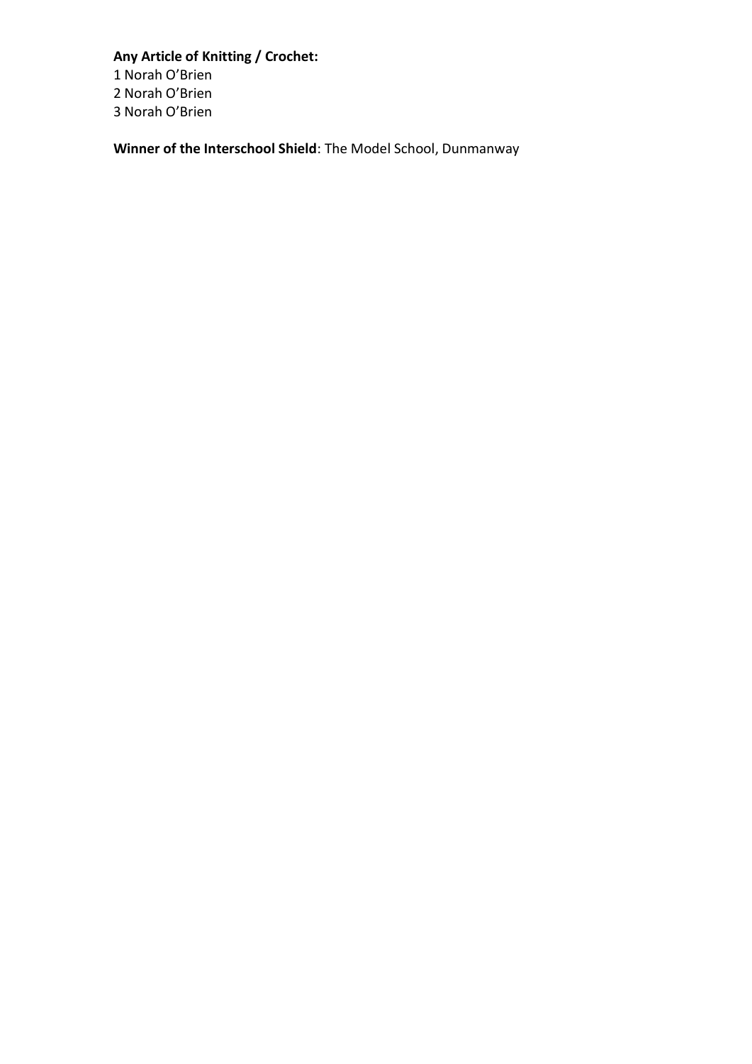**Any Article of Knitting / Crochet:**
1 Norah O'Brien
2 Norah O'Brien
3 Norah O'Brien

**Winner of the Interschool Shield**: The Model School, Dunmanway